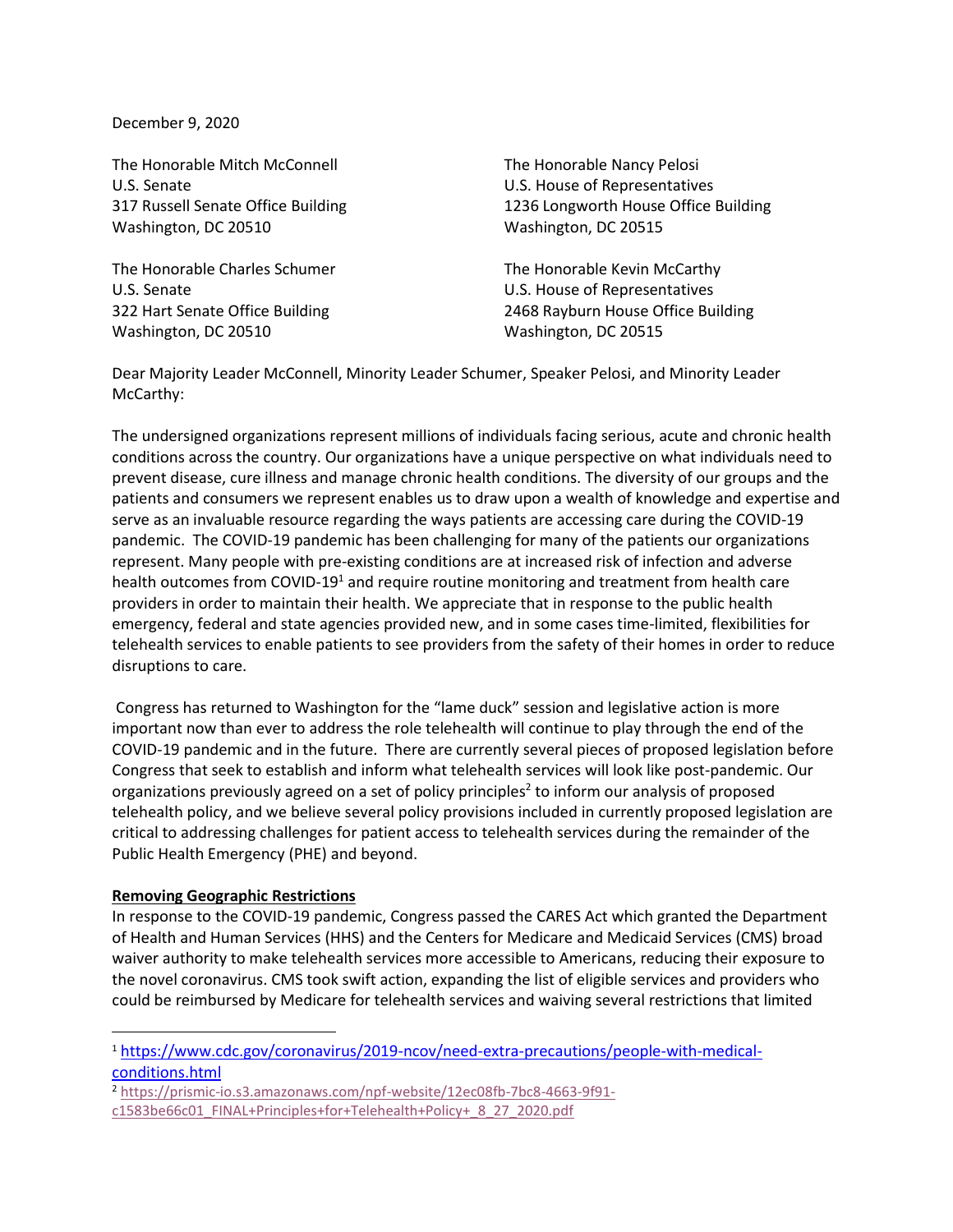December 9, 2020

The Honorable Mitch McConnell
U.S. Senate
317 Russell Senate Office Building
Washington, DC 20510

The Honorable Nancy Pelosi
U.S. House of Representatives
1236 Longworth House Office Building
Washington, DC 20515

The Honorable Charles Schumer
U.S. Senate
322 Hart Senate Office Building
Washington, DC 20510

The Honorable Kevin McCarthy
U.S. House of Representatives
2468 Rayburn House Office Building
Washington, DC 20515

Dear Majority Leader McConnell, Minority Leader Schumer, Speaker Pelosi, and Minority Leader McCarthy:

The undersigned organizations represent millions of individuals facing serious, acute and chronic health conditions across the country. Our organizations have a unique perspective on what individuals need to prevent disease, cure illness and manage chronic health conditions. The diversity of our groups and the patients and consumers we represent enables us to draw upon a wealth of knowledge and expertise and serve as an invaluable resource regarding the ways patients are accessing care during the COVID-19 pandemic. The COVID-19 pandemic has been challenging for many of the patients our organizations represent. Many people with pre-existing conditions are at increased risk of infection and adverse health outcomes from COVID-19[1] and require routine monitoring and treatment from health care providers in order to maintain their health. We appreciate that in response to the public health emergency, federal and state agencies provided new, and in some cases time-limited, flexibilities for telehealth services to enable patients to see providers from the safety of their homes in order to reduce disruptions to care.

Congress has returned to Washington for the "lame duck" session and legislative action is more important now than ever to address the role telehealth will continue to play through the end of the COVID-19 pandemic and in the future. There are currently several pieces of proposed legislation before Congress that seek to establish and inform what telehealth services will look like post-pandemic. Our organizations previously agreed on a set of policy principles[2] to inform our analysis of proposed telehealth policy, and we believe several policy provisions included in currently proposed legislation are critical to addressing challenges for patient access to telehealth services during the remainder of the Public Health Emergency (PHE) and beyond.

**Removing Geographic Restrictions**

In response to the COVID-19 pandemic, Congress passed the CARES Act which granted the Department of Health and Human Services (HHS) and the Centers for Medicare and Medicaid Services (CMS) broad waiver authority to make telehealth services more accessible to Americans, reducing their exposure to the novel coronavirus. CMS took swift action, expanding the list of eligible services and providers who could be reimbursed by Medicare for telehealth services and waiving several restrictions that limited

---

[1] https://www.cdc.gov/coronavirus/2019-ncov/need-extra-precautions/people-with-medical-conditions.html

[2] https://prismic-io.s3.amazonaws.com/npf-website/12ec08fb-7bc8-4663-9f91-c1583be66c01_FINAL+Principles+for+Telehealth+Policy+_8_27_2020.pdf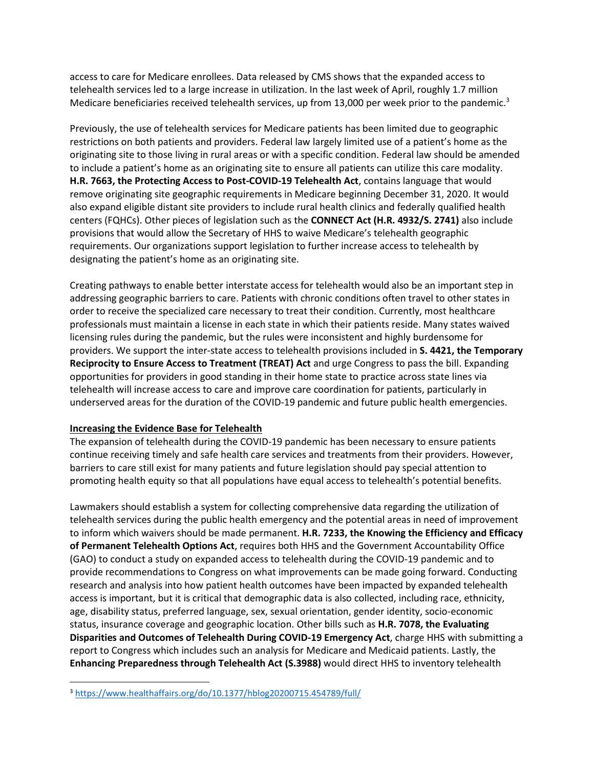access to care for Medicare enrollees. Data released by CMS shows that the expanded access to telehealth services led to a large increase in utilization. In the last week of April, roughly 1.7 million Medicare beneficiaries received telehealth services, up from 13,000 per week prior to the pandemic.[3]

Previously, the use of telehealth services for Medicare patients has been limited due to geographic restrictions on both patients and providers. Federal law largely limited use of a patient's home as the originating site to those living in rural areas or with a specific condition. Federal law should be amended to include a patient's home as an originating site to ensure all patients can utilize this care modality. **H.R. 7663, the Protecting Access to Post-COVID-19 Telehealth Act**, contains language that would remove originating site geographic requirements in Medicare beginning December 31, 2020. It would also expand eligible distant site providers to include rural health clinics and federally qualified health centers (FQHCs). Other pieces of legislation such as the **CONNECT Act (H.R. 4932/S. 2741)** also include provisions that would allow the Secretary of HHS to waive Medicare's telehealth geographic requirements. Our organizations support legislation to further increase access to telehealth by designating the patient's home as an originating site.

Creating pathways to enable better interstate access for telehealth would also be an important step in addressing geographic barriers to care. Patients with chronic conditions often travel to other states in order to receive the specialized care necessary to treat their condition. Currently, most healthcare professionals must maintain a license in each state in which their patients reside. Many states waived licensing rules during the pandemic, but the rules were inconsistent and highly burdensome for providers. We support the inter-state access to telehealth provisions included in **S. 4421, the Temporary Reciprocity to Ensure Access to Treatment (TREAT) Act** and urge Congress to pass the bill. Expanding opportunities for providers in good standing in their home state to practice across state lines via telehealth will increase access to care and improve care coordination for patients, particularly in underserved areas for the duration of the COVID-19 pandemic and future public health emergencies.

**Increasing the Evidence Base for Telehealth**

The expansion of telehealth during the COVID-19 pandemic has been necessary to ensure patients continue receiving timely and safe health care services and treatments from their providers. However, barriers to care still exist for many patients and future legislation should pay special attention to promoting health equity so that all populations have equal access to telehealth's potential benefits.

Lawmakers should establish a system for collecting comprehensive data regarding the utilization of telehealth services during the public health emergency and the potential areas in need of improvement to inform which waivers should be made permanent. **H.R. 7233, the Knowing the Efficiency and Efficacy of Permanent Telehealth Options Act**, requires both HHS and the Government Accountability Office (GAO) to conduct a study on expanded access to telehealth during the COVID-19 pandemic and to provide recommendations to Congress on what improvements can be made going forward. Conducting research and analysis into how patient health outcomes have been impacted by expanded telehealth access is important, but it is critical that demographic data is also collected, including race, ethnicity, age, disability status, preferred language, sex, sexual orientation, gender identity, socio-economic status, insurance coverage and geographic location. Other bills such as **H.R. 7078, the Evaluating Disparities and Outcomes of Telehealth During COVID-19 Emergency Act**, charge HHS with submitting a report to Congress which includes such an analysis for Medicare and Medicaid patients. Lastly, the **Enhancing Preparedness through Telehealth Act (S.3988)** would direct HHS to inventory telehealth

[3] https://www.healthaffairs.org/do/10.1377/hblog20200715.454789/full/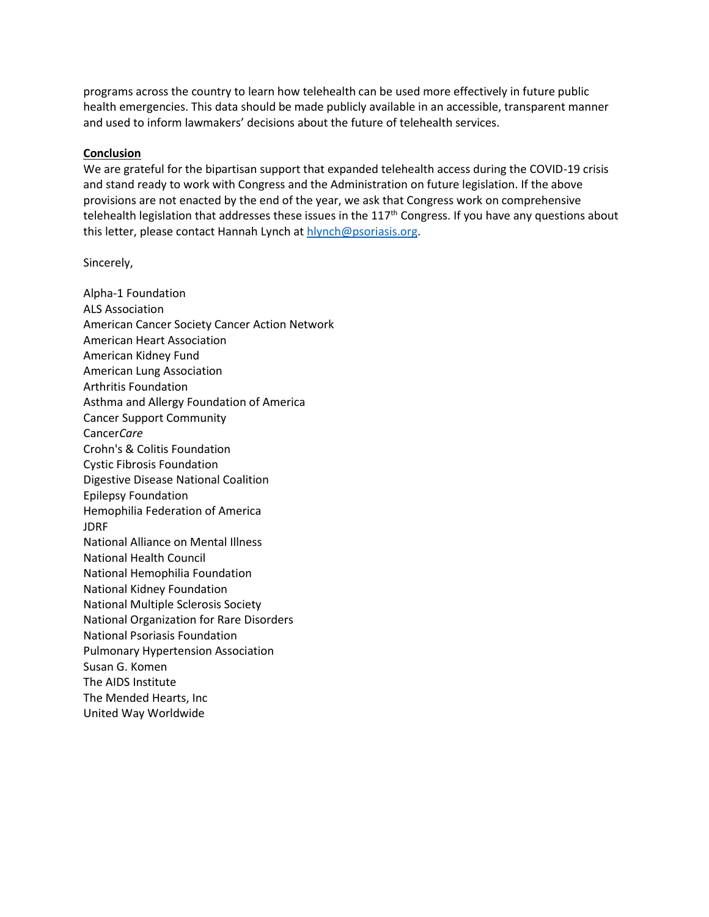programs across the country to learn how telehealth can be used more effectively in future public health emergencies. This data should be made publicly available in an accessible, transparent manner and used to inform lawmakers' decisions about the future of telehealth services.

**Conclusion**

We are grateful for the bipartisan support that expanded telehealth access during the COVID-19 crisis and stand ready to work with Congress and the Administration on future legislation. If the above provisions are not enacted by the end of the year, we ask that Congress work on comprehensive telehealth legislation that addresses these issues in the 117th Congress. If you have any questions about this letter, please contact Hannah Lynch at hlynch@psoriasis.org.

Sincerely,

Alpha-1 Foundation
ALS Association
American Cancer Society Cancer Action Network
American Heart Association
American Kidney Fund
American Lung Association
Arthritis Foundation
Asthma and Allergy Foundation of America
Cancer Support Community
Cancer*Care*
Crohn's & Colitis Foundation
Cystic Fibrosis Foundation
Digestive Disease National Coalition
Epilepsy Foundation
Hemophilia Federation of America
JDRF
National Alliance on Mental Illness
National Health Council
National Hemophilia Foundation
National Kidney Foundation
National Multiple Sclerosis Society
National Organization for Rare Disorders
National Psoriasis Foundation
Pulmonary Hypertension Association
Susan G. Komen
The AIDS Institute
The Mended Hearts, Inc
United Way Worldwide